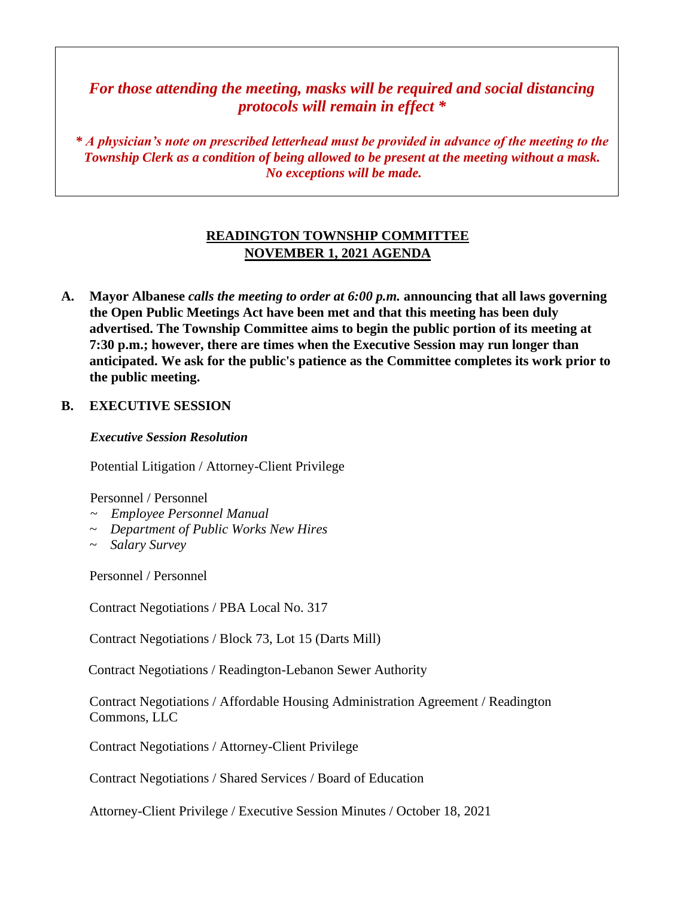***For those attending the meeting, masks will be required and social distancing protocols will remain in effect \****

***\* A physician's note on prescribed letterhead must be provided in advance of the meeting to the Township Clerk as a condition of being allowed to be present at the meeting without a mask. No exceptions will be made.***

## READINGTON TOWNSHIP COMMITTEE
## NOVEMBER 1, 2021 AGENDA

**A. Mayor Albanese** ***calls the meeting to order at 6:00 p.m.*** **announcing that all laws governing the Open Public Meetings Act have been met and that this meeting has been duly advertised. The Township Committee aims to begin the public portion of its meeting at 7:30 p.m.; however, there are times when the Executive Session may run longer than anticipated. We ask for the public's patience as the Committee completes its work prior to the public meeting.**

**B. EXECUTIVE SESSION**

***Executive Session Resolution***

Potential Litigation / Attorney-Client Privilege

Personnel / Personnel
- ~ *Employee Personnel Manual*
- ~ *Department of Public Works New Hires*
- ~ *Salary Survey*

Personnel / Personnel

Contract Negotiations / PBA Local No. 317

Contract Negotiations / Block 73, Lot 15 (Darts Mill)

Contract Negotiations / Readington-Lebanon Sewer Authority

Contract Negotiations / Affordable Housing Administration Agreement / Readington Commons, LLC

Contract Negotiations / Attorney-Client Privilege

Contract Negotiations / Shared Services / Board of Education

Attorney-Client Privilege / Executive Session Minutes / October 18, 2021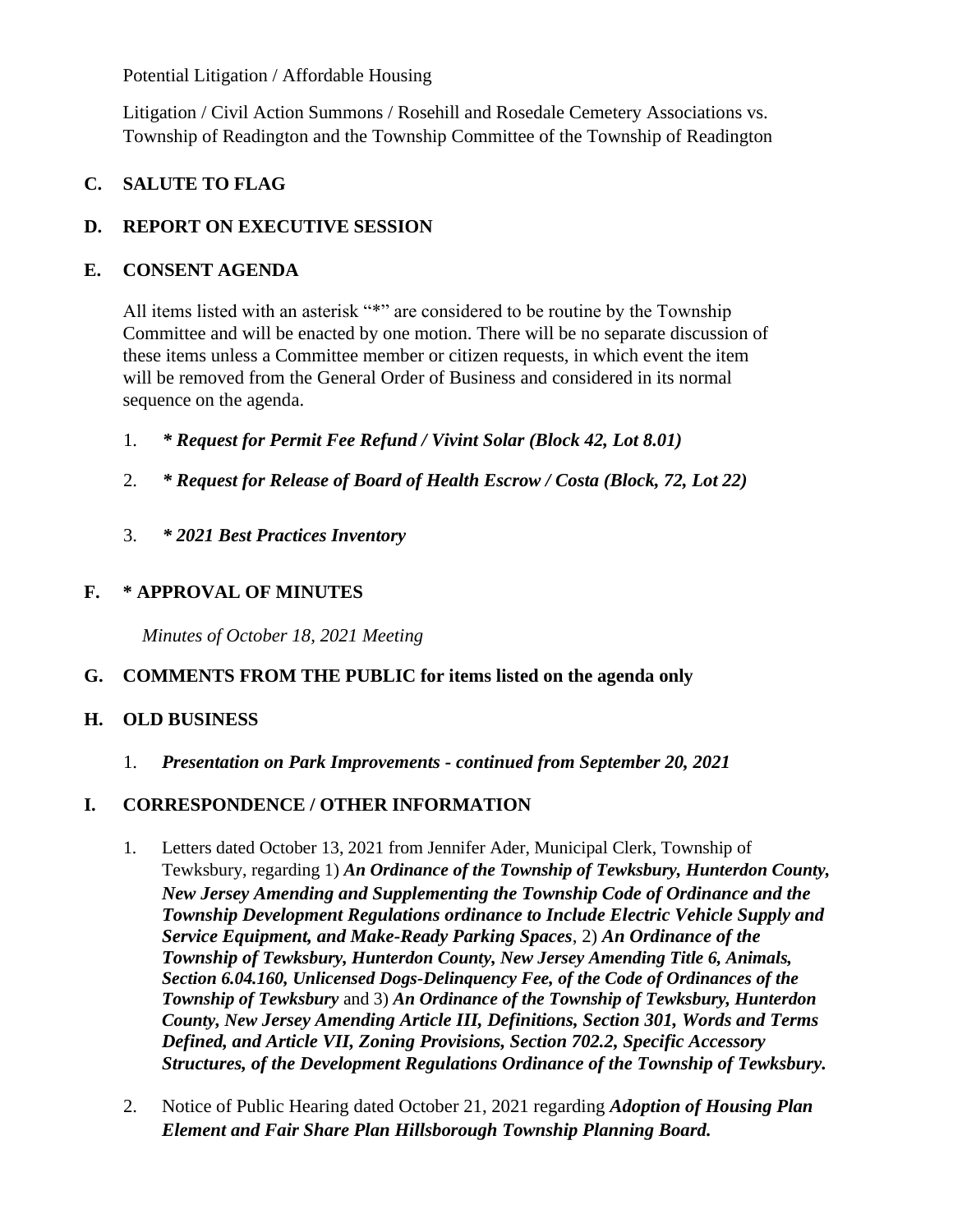Potential Litigation / Affordable Housing

Litigation / Civil Action Summons / Rosehill and Rosedale Cemetery Associations vs. Township of Readington and the Township Committee of the Township of Readington

## C. SALUTE TO FLAG

## D. REPORT ON EXECUTIVE SESSION

## E. CONSENT AGENDA

All items listed with an asterisk "*" are considered to be routine by the Township Committee and will be enacted by one motion. There will be no separate discussion of these items unless a Committee member or citizen requests, in which event the item will be removed from the General Order of Business and considered in its normal sequence on the agenda.

1. ***\* Request for Permit Fee Refund / Vivint Solar (Block 42, Lot 8.01)***
2. ***\* Request for Release of Board of Health Escrow / Costa (Block, 72, Lot 22)***
3. ***\* 2021 Best Practices Inventory***

## F. * APPROVAL OF MINUTES

*Minutes of October 18, 2021 Meeting*

## G. COMMENTS FROM THE PUBLIC for items listed on the agenda only

## H. OLD BUSINESS

1. ***Presentation on Park Improvements - continued from September 20, 2021***

## I. CORRESPONDENCE / OTHER INFORMATION

1. Letters dated October 13, 2021 from Jennifer Ader, Municipal Clerk, Township of Tewksbury, regarding 1) ***An Ordinance of the Township of Tewksbury, Hunterdon County, New Jersey Amending and Supplementing the Township Code of Ordinance and the Township Development Regulations ordinance to Include Electric Vehicle Supply and Service Equipment, and Make-Ready Parking Spaces***, 2) ***An Ordinance of the Township of Tewksbury, Hunterdon County, New Jersey Amending Title 6, Animals, Section 6.04.160, Unlicensed Dogs-Delinquency Fee, of the Code of Ordinances of the Township of Tewksbury*** and 3) ***An Ordinance of the Township of Tewksbury, Hunterdon County, New Jersey Amending Article III, Definitions, Section 301, Words and Terms Defined, and Article VII, Zoning Provisions, Section 702.2, Specific Accessory Structures, of the Development Regulations Ordinance of the Township of Tewksbury.***
2. Notice of Public Hearing dated October 21, 2021 regarding ***Adoption of Housing Plan Element and Fair Share Plan Hillsborough Township Planning Board.***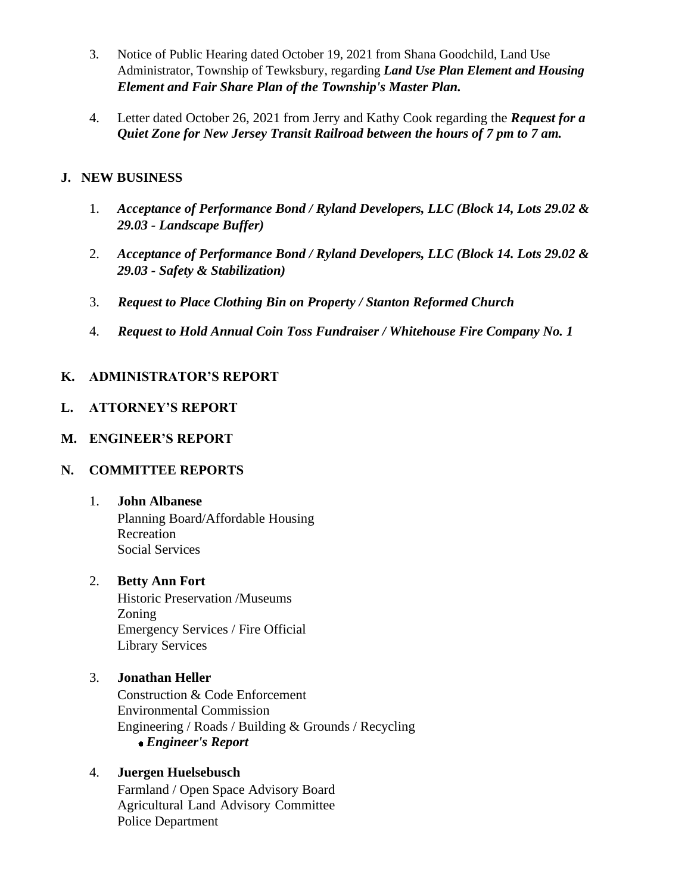3. Notice of Public Hearing dated October 19, 2021 from Shana Goodchild, Land Use Administrator, Township of Tewksbury, regarding ***Land Use Plan Element and Housing Element and Fair Share Plan of the Township's Master Plan.***

4. Letter dated October 26, 2021 from Jerry and Kathy Cook regarding the ***Request for a Quiet Zone for New Jersey Transit Railroad between the hours of 7 pm to 7 am.***

## J. NEW BUSINESS

1. ***Acceptance of Performance Bond / Ryland Developers, LLC (Block 14, Lots 29.02 & 29.03 - Landscape Buffer)***

2. ***Acceptance of Performance Bond / Ryland Developers, LLC (Block 14. Lots 29.02 & 29.03 - Safety & Stabilization)***

3. ***Request to Place Clothing Bin on Property / Stanton Reformed Church***

4. ***Request to Hold Annual Coin Toss Fundraiser / Whitehouse Fire Company No. 1***

## K. ADMINISTRATOR'S REPORT

## L. ATTORNEY'S REPORT

## M. ENGINEER'S REPORT

## N. COMMITTEE REPORTS

1. **John Albanese**
   Planning Board/Affordable Housing
   Recreation
   Social Services

2. **Betty Ann Fort**
   Historic Preservation /Museums
   Zoning
   Emergency Services / Fire Official
   Library Services

3. **Jonathan Heller**
   Construction & Code Enforcement
   Environmental Commission
   Engineering / Roads / Building & Grounds / Recycling
   - ***Engineer's Report***

4. **Juergen Huelsebusch**
   Farmland / Open Space Advisory Board
   Agricultural Land Advisory Committee
   Police Department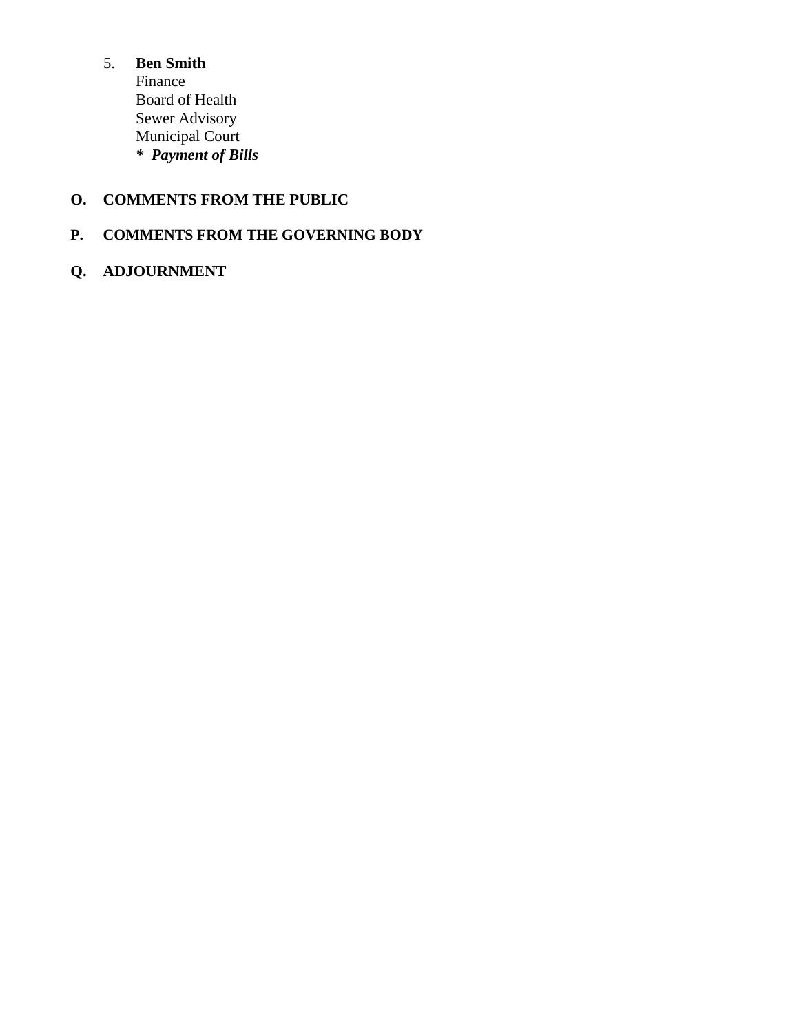5. **Ben Smith**
   Finance
   Board of Health
   Sewer Advisory
   Municipal Court
   ***  Payment of Bills***

**O. COMMENTS FROM THE PUBLIC**

**P. COMMENTS FROM THE GOVERNING BODY**

**Q. ADJOURNMENT**